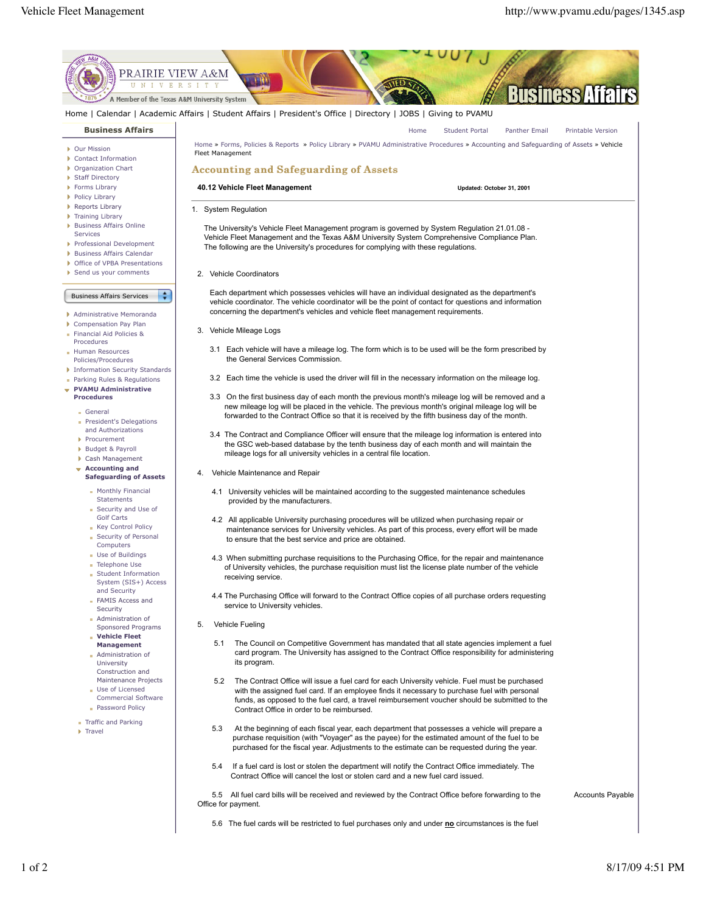Home | Calendar | Academic Affairs | Student Affairs | President's Office | Directory | JOBS | Giving to PVAMU

**Business Affairs**

- Our Mission
- Contact Information
- Organization Chart
- Staff Directory
- Forms Library
- Policy Library
- Reports Library
- Training Library
- Business Affairs Online Services
- Professional Development
- Business Affairs Calendar
- Office of VPBA Presentations
- Send us your comments

Business Affairs Services

- Administrative Memoranda
- Compensation Pay Plan
- Financial Aid Policies & Procedures
- Human Resources Policies/Procedures
- Information Security Standards
- Parking Rules & Regulations
- **PVAMU Administrative Procedures**
  - General
  - President's Delegations and Authorizations
  - Procurement
  - Budget & Payroll
  - Cash Management
  - **Accounting and Safeguarding of Assets**
    - Monthly Financial Statements
    - Security and Use of Golf Carts
    - Key Control Policy
    - Security of Personal Computers
    - Use of Buildings
    - Telephone Use
    - Student Information System (SIS+) Access and Security
    - FAMIS Access and Security
    - Administration of Sponsored Programs
    - **Vehicle Fleet Management**
    - Administration of University Construction and Maintenance Projects
    - Use of Licensed Commercial Software
    - Password Policy
  - Traffic and Parking
  - Travel

Home | Student Portal | Panther Email | Printable Version

Home » Forms, Policies & Reports » Policy Library » PVAMU Administrative Procedures » Accounting and Safeguarding of Assets » Vehicle Fleet Management

## Accounting and Safeguarding of Assets

**40.12 Vehicle Fleet Management** **Updated: October 31, 2001**

1. System Regulation

The University's Vehicle Fleet Management program is governed by System Regulation 21.01.08 - Vehicle Fleet Management and the Texas A&M University System Comprehensive Compliance Plan. The following are the University's procedures for complying with these regulations.

2. Vehicle Coordinators

Each department which possesses vehicles will have an individual designated as the department's vehicle coordinator. The vehicle coordinator will be the point of contact for questions and information concerning the department's vehicles and vehicle fleet management requirements.

3. Vehicle Mileage Logs

3.1 Each vehicle will have a mileage log. The form which is to be used will be the form prescribed by the General Services Commission.

3.2 Each time the vehicle is used the driver will fill in the necessary information on the mileage log.

3.3 On the first business day of each month the previous month's mileage log will be removed and a new mileage log will be placed in the vehicle. The previous month's original mileage log will be forwarded to the Contract Office so that it is received by the fifth business day of the month.

3.4 The Contract and Compliance Officer will ensure that the mileage log information is entered into the GSC web-based database by the tenth business day of each month and will maintain the mileage logs for all university vehicles in a central file location.

4. Vehicle Maintenance and Repair

4.1 University vehicles will be maintained according to the suggested maintenance schedules provided by the manufacturers.

4.2 All applicable University purchasing procedures will be utilized when purchasing repair or maintenance services for University vehicles. As part of this process, every effort will be made to ensure that the best service and price are obtained.

4.3 When submitting purchase requisitions to the Purchasing Office, for the repair and maintenance of University vehicles, the purchase requisition must list the license plate number of the vehicle receiving service.

4.4 The Purchasing Office will forward to the Contract Office copies of all purchase orders requesting service to University vehicles.

5. Vehicle Fueling

5.1 The Council on Competitive Government has mandated that all state agencies implement a fuel card program. The University has assigned to the Contract Office responsibility for administering its program.

5.2 The Contract Office will issue a fuel card for each University vehicle. Fuel must be purchased with the assigned fuel card. If an employee finds it necessary to purchase fuel with personal funds, as opposed to the fuel card, a travel reimbursement voucher should be submitted to the Contract Office in order to be reimbursed.

5.3 At the beginning of each fiscal year, each department that possesses a vehicle will prepare a purchase requisition (with "Voyager" as the payee) for the estimated amount of the fuel to be purchased for the fiscal year. Adjustments to the estimate can be requested during the year.

5.4 If a fuel card is lost or stolen the department will notify the Contract Office immediately. The Contract Office will cancel the lost or stolen card and a new fuel card issued.

5.5 All fuel card bills will be received and reviewed by the Contract Office before forwarding to the Accounts Payable Office for payment.

5.6 The fuel cards will be restricted to fuel purchases only and under **no** circumstances is the fuel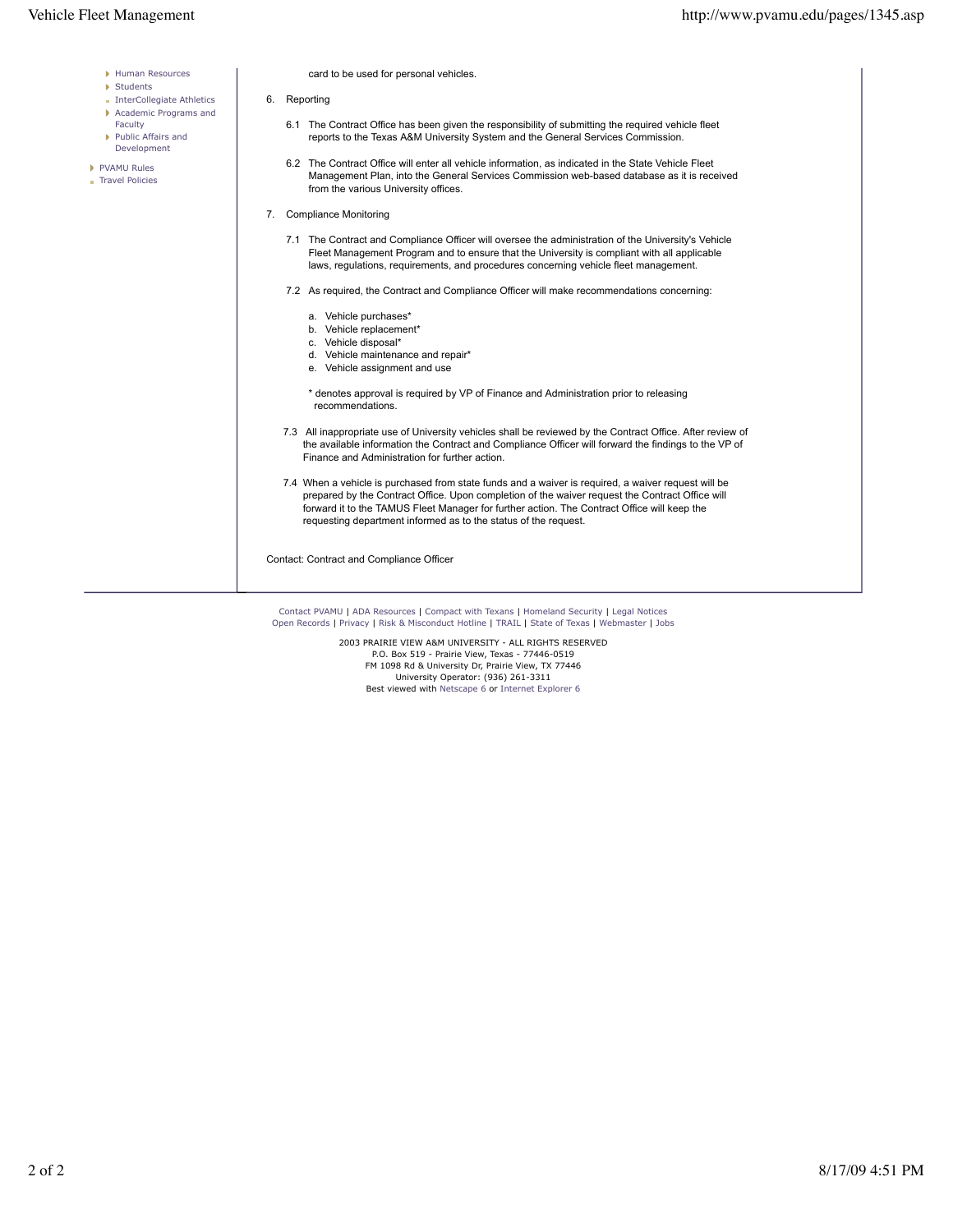- Human Resources
- Students
- InterCollegiate Athletics
- Academic Programs and Faculty
- Public Affairs and Development

- PVAMU Rules
- Travel Policies

card to be used for personal vehicles.

6. Reporting

   6.1 The Contract Office has been given the responsibility of submitting the required vehicle fleet reports to the Texas A&M University System and the General Services Commission.

   6.2 The Contract Office will enter all vehicle information, as indicated in the State Vehicle Fleet Management Plan, into the General Services Commission web-based database as it is received from the various University offices.

7. Compliance Monitoring

   7.1 The Contract and Compliance Officer will oversee the administration of the University's Vehicle Fleet Management Program and to ensure that the University is compliant with all applicable laws, regulations, requirements, and procedures concerning vehicle fleet management.

   7.2 As required, the Contract and Compliance Officer will make recommendations concerning:

   a. Vehicle purchases*
   b. Vehicle replacement*
   c. Vehicle disposal*
   d. Vehicle maintenance and repair*
   e. Vehicle assignment and use

   * denotes approval is required by VP of Finance and Administration prior to releasing recommendations.

   7.3 All inappropriate use of University vehicles shall be reviewed by the Contract Office. After review of the available information the Contract and Compliance Officer will forward the findings to the VP of Finance and Administration for further action.

   7.4 When a vehicle is purchased from state funds and a waiver is required, a waiver request will be prepared by the Contract Office. Upon completion of the waiver request the Contract Office will forward it to the TAMUS Fleet Manager for further action. The Contract Office will keep the requesting department informed as to the status of the request.

Contact: Contract and Compliance Officer

Contact PVAMU | ADA Resources | Compact with Texans | Homeland Security | Legal Notices
Open Records | Privacy | Risk & Misconduct Hotline | TRAIL | State of Texas | Webmaster | Jobs

2003 PRAIRIE VIEW A&M UNIVERSITY - ALL RIGHTS RESERVED
P.O. Box 519 - Prairie View, Texas - 77446-0519
FM 1098 Rd & University Dr, Prairie View, TX 77446
University Operator: (936) 261-3311
Best viewed with Netscape 6 or Internet Explorer 6